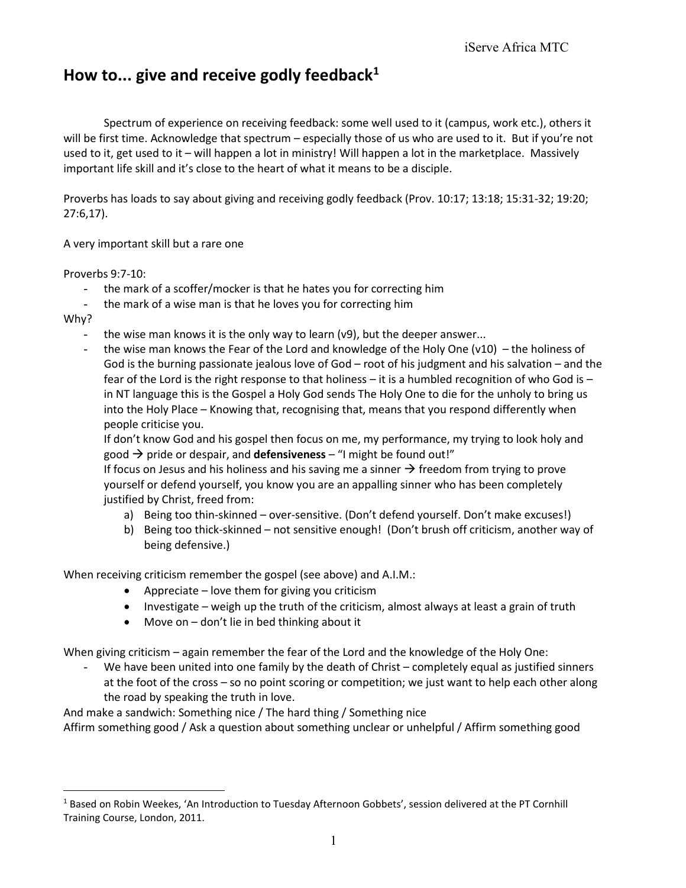# How to... give and receive godly feedback[1]

Spectrum of experience on receiving feedback: some well used to it (campus, work etc.), others it will be first time. Acknowledge that spectrum – especially those of us who are used to it. But if you're not used to it, get used to it – will happen a lot in ministry! Will happen a lot in the marketplace. Massively important life skill and it's close to the heart of what it means to be a disciple.

Proverbs has loads to say about giving and receiving godly feedback (Prov. 10:17; 13:18; 15:31-32; 19:20; 27:6,17).

A very important skill but a rare one

Proverbs 9:7-10:

- the mark of a scoffer/mocker is that he hates you for correcting him
- the mark of a wise man is that he loves you for correcting him

Why?

- the wise man knows it is the only way to learn (v9), but the deeper answer...
- the wise man knows the Fear of the Lord and knowledge of the Holy One (v10) – the holiness of God is the burning passionate jealous love of God – root of his judgment and his salvation – and the fear of the Lord is the right response to that holiness – it is a humbled recognition of who God is – in NT language this is the Gospel a Holy God sends The Holy One to die for the unholy to bring us into the Holy Place – Knowing that, recognising that, means that you respond differently when people criticise you.
  If don't know God and his gospel then focus on me, my performance, my trying to look holy and good → pride or despair, and **defensiveness** – "I might be found out!"
  If focus on Jesus and his holiness and his saving me a sinner → freedom from trying to prove yourself or defend yourself, you know you are an appalling sinner who has been completely justified by Christ, freed from:
    a) Being too thin-skinned – over-sensitive. (Don't defend yourself. Don't make excuses!)
    b) Being too thick-skinned – not sensitive enough! (Don't brush off criticism, another way of being defensive.)

When receiving criticism remember the gospel (see above) and A.I.M.:

- Appreciate – love them for giving you criticism
- Investigate – weigh up the truth of the criticism, almost always at least a grain of truth
- Move on – don't lie in bed thinking about it

When giving criticism – again remember the fear of the Lord and the knowledge of the Holy One:

- We have been united into one family by the death of Christ – completely equal as justified sinners at the foot of the cross – so no point scoring or competition; we just want to help each other along the road by speaking the truth in love.

And make a sandwich: Something nice / The hard thing / Something nice
Affirm something good / Ask a question about something unclear or unhelpful / Affirm something good

[1] Based on Robin Weekes, 'An Introduction to Tuesday Afternoon Gobbets', session delivered at the PT Cornhill Training Course, London, 2011.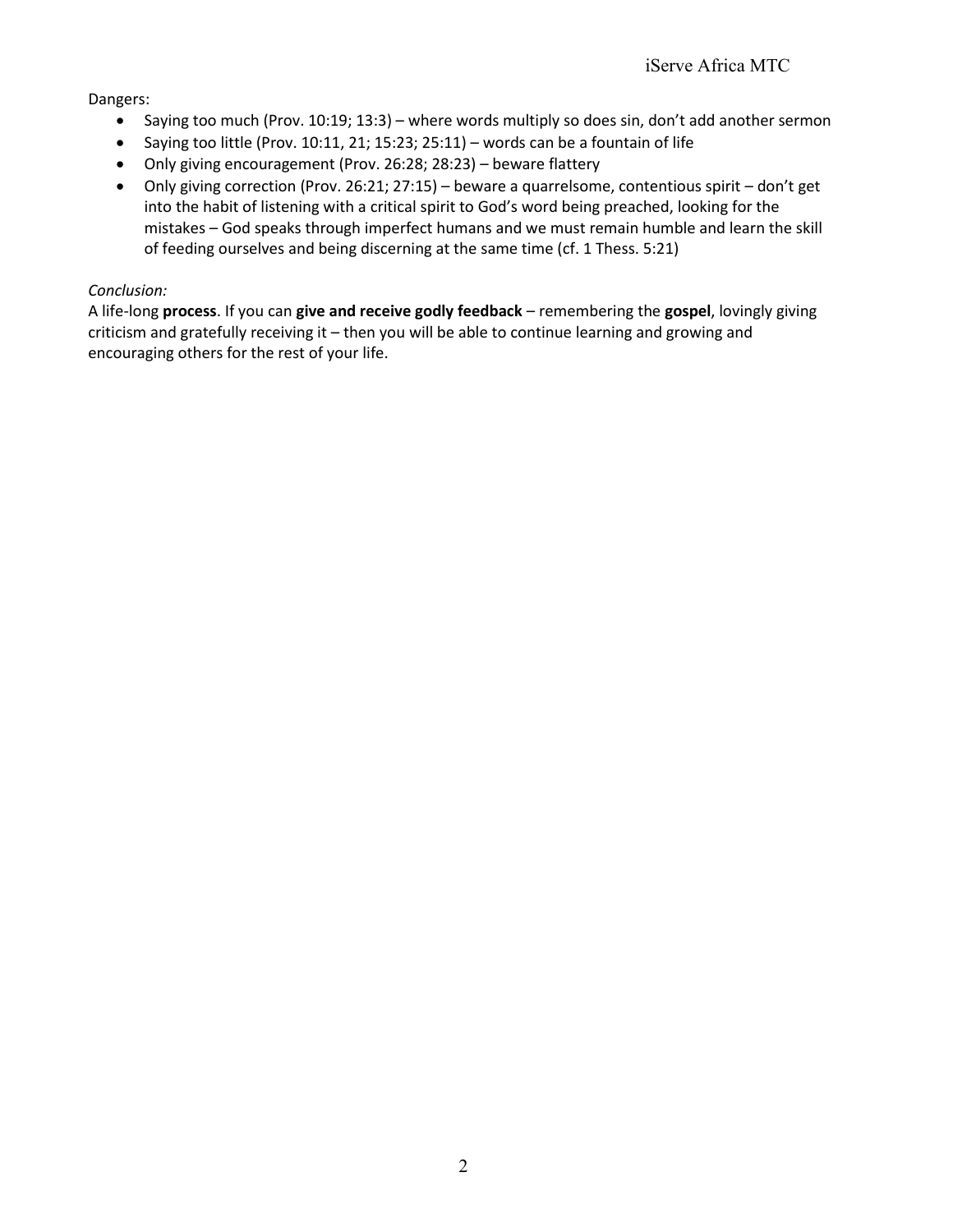Dangers:

- Saying too much (Prov. 10:19; 13:3) – where words multiply so does sin, don't add another sermon
- Saying too little (Prov. 10:11, 21; 15:23; 25:11) – words can be a fountain of life
- Only giving encouragement (Prov. 26:28; 28:23) – beware flattery
- Only giving correction (Prov. 26:21; 27:15) – beware a quarrelsome, contentious spirit – don't get into the habit of listening with a critical spirit to God's word being preached, looking for the mistakes – God speaks through imperfect humans and we must remain humble and learn the skill of feeding ourselves and being discerning at the same time (cf. 1 Thess. 5:21)

*Conclusion:*

A life-long **process**. If you can **give and receive godly feedback** – remembering the **gospel**, lovingly giving criticism and gratefully receiving it – then you will be able to continue learning and growing and encouraging others for the rest of your life.